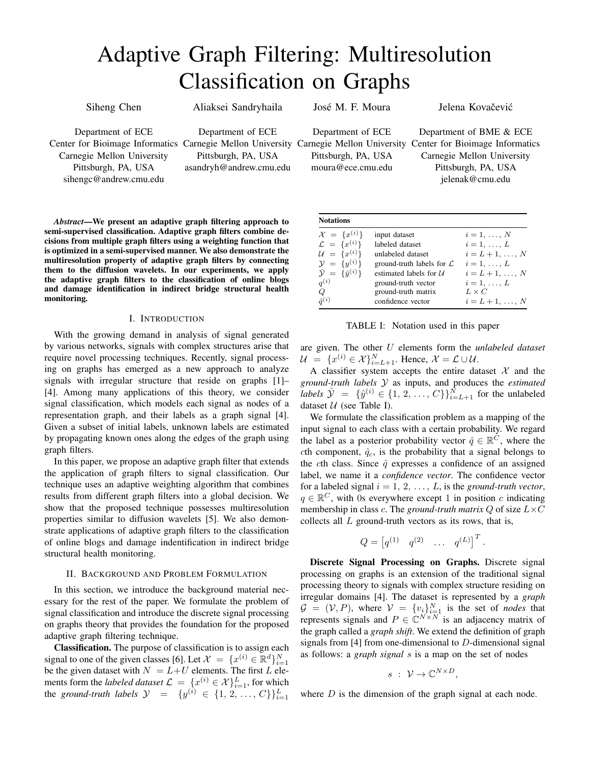# Adaptive Graph Filtering: Multiresolution Classification on Graphs

Siheng Chen
Department of ECE
Center for Bioimage Informatics
Carnegie Mellon University
Pittsburgh, PA, USA
sihengc@andrew.cmu.edu

Aliaksei Sandryhaila
Department of ECE
Carnegie Mellon University
Pittsburgh, PA, USA
asandryh@andrew.cmu.edu

José M. F. Moura
Department of ECE
Carnegie Mellon University
Pittsburgh, PA, USA
moura@ece.cmu.edu

Jelena Kovačević
Department of BME & ECE
Center for Bioimage Informatics
Carnegie Mellon University
Pittsburgh, PA, USA
jelenak@cmu.edu

***Abstract*—We present an adaptive graph filtering approach to semi-supervised classification. Adaptive graph filters combine decisions from multiple graph filters using a weighting function that is optimized in a semi-supervised manner. We also demonstrate the multiresolution property of adaptive graph filters by connecting them to the diffusion wavelets. In our experiments, we apply the adaptive graph filters to the classification of online blogs and damage identification in indirect bridge structural health monitoring.**

## I. Introduction

With the growing demand in analysis of signal generated by various networks, signals with complex structures arise that require novel processing techniques. Recently, signal processing on graphs has emerged as a new approach to analyze signals with irregular structure that reside on graphs [1]–[4]. Among many applications of this theory, we consider signal classification, which models each signal as nodes of a representation graph, and their labels as a graph signal [4]. Given a subset of initial labels, unknown labels are estimated by propagating known ones along the edges of the graph using graph filters.

In this paper, we propose an adaptive graph filter that extends the application of graph filters to signal classification. Our technique uses an adaptive weighting algorithm that combines results from different graph filters into a global decision. We show that the proposed technique possesses multiresolution properties similar to diffusion wavelets [5]. We also demonstrate applications of adaptive graph filters to the classification of online blogs and damage indentification in indirect bridge structural health monitoring.

## II. Background and Problem Formulation

In this section, we introduce the background material necessary for the rest of the paper. We formulate the problem of signal classification and introduce the discrete signal processing on graphs theory that provides the foundation for the proposed adaptive graph filtering technique.

**Classification.** The purpose of classification is to assign each signal to one of the given classes [6]. Let $\mathcal{X} = \{x^{(i)} \in \mathbb{R}^d\}_{i=1}^N$ be the given dataset with $N = L+U$ elements. The first $L$ elements form the *labeled dataset* $\mathcal{L} = \{x^{(i)} \in \mathcal{X}\}_{i=1}^L$, for which the *ground-truth labels* $\mathcal{Y} = \{y^{(i)} \in \{1, 2, \ldots, C\}\}_{i=1}^L$ are given. The other $U$ elements form the *unlabeled dataset* $\mathcal{U} = \{x^{(i)} \in \mathcal{X}\}_{i=L+1}^N$. Hence, $\mathcal{X} = \mathcal{L} \cup \mathcal{U}$.

| Notations | | |
|---|---|---|
| $\mathcal{X} = \{x^{(i)}\}$ | input dataset | $i = 1, \ldots, N$ |
| $\mathcal{L} = \{x^{(i)}\}$ | labeled dataset | $i = 1, \ldots, L$ |
| $\mathcal{U} = \{x^{(i)}\}$ | unlabeled dataset | $i = L+1, \ldots, N$ |
| $\mathcal{Y} = \{y^{(i)}\}$ | ground-truth labels for $\mathcal{L}$ | $i = 1, \ldots, L$ |
| $\hat{\mathcal{Y}} = \{\hat{y}^{(i)}\}$ | estimated labels for $\mathcal{U}$ | $i = L+1, \ldots, N$ |
| $q^{(i)}$ | ground-truth vector | $i = 1, \ldots, L$ |
| $Q$ | ground-truth matrix | $L \times C$ |
| $\hat{q}^{(i)}$ | confidence vector | $i = L+1, \ldots, N$ |

TABLE I: Notation used in this paper

A classifier system accepts the entire dataset $\mathcal{X}$ and the *ground-truth labels* $\mathcal{Y}$ as inputs, and produces the *estimated labels* $\hat{\mathcal{Y}} = \{\hat{y}^{(i)} \in \{1, 2, \ldots, C\}\}_{i=L+1}^N$ for the unlabeled dataset $\mathcal{U}$ (see Table I).

We formulate the classification problem as a mapping of the input signal to each class with a certain probability. We regard the label as a posterior probability vector $\hat{q} \in \mathbb{R}^C$, where the $c$th component, $\hat{q}_c$, is the probability that a signal belongs to the $c$th class. Since $\hat{q}$ expresses a confidence of an assigned label, we name it a *confidence vector*. The confidence vector for a labeled signal $i = 1, 2, \ldots, L$, is the *ground-truth vector*, $q \in \mathbb{R}^C$, with 0s everywhere except 1 in position $c$ indicating membership in class $c$. The *ground-truth matrix* $Q$ of size $L \times C$ collects all $L$ ground-truth vectors as its rows, that is,

$$Q = \begin{bmatrix} q^{(1)} & q^{(2)} & \ldots & q^{(L)} \end{bmatrix}^T.$$

**Discrete Signal Processing on Graphs.** Discrete signal processing on graphs is an extension of the traditional signal processing theory to signals with complex structure residing on irregular domains [4]. The dataset is represented by a *graph* $\mathcal{G} = (\mathcal{V}, P)$, where $\mathcal{V} = \{v_i\}_{i=1}^N$ is the set of *nodes* that represents signals and $P \in \mathbb{C}^{N \times N}$ is an adjacency matrix of the graph called a *graph shift*. We extend the definition of graph signals from [4] from one-dimensional to $D$-dimensional signal as follows: a *graph signal* $s$ is a map on the set of nodes

$$s \; : \; \mathcal{V} \rightarrow \mathbb{C}^{N \times D},$$

where $D$ is the dimension of the graph signal at each node.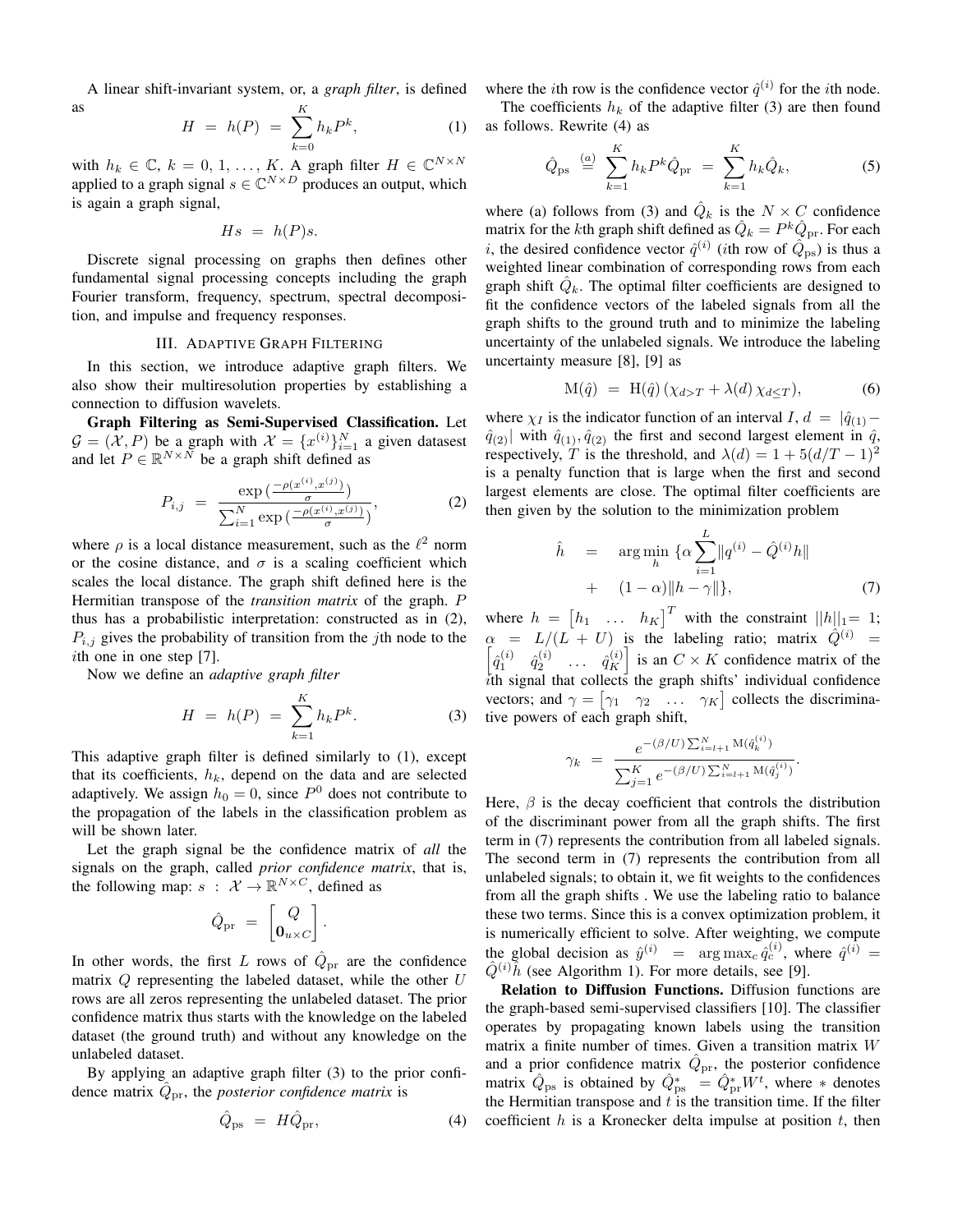A linear shift-invariant system, or, a *graph filter*, is defined as

$$H \;=\; h(P) \;=\; \sum_{k=0}^{K} h_k P^k, \tag{1}$$

with $h_k \in \mathbb{C}$, $k = 0, 1, \ldots, K$. A graph filter $H \in \mathbb{C}^{N \times N}$ applied to a graph signal $s \in \mathbb{C}^{N \times D}$ produces an output, which is again a graph signal,

$$Hs \;=\; h(P)s.$$

Discrete signal processing on graphs then defines other fundamental signal processing concepts including the graph Fourier transform, frequency, spectrum, spectral decomposition, and impulse and frequency responses.

## III. Adaptive Graph Filtering

In this section, we introduce adaptive graph filters. We also show their multiresolution properties by establishing a connection to diffusion wavelets.

**Graph Filtering as Semi-Supervised Classification.** Let $\mathcal{G} = (\mathcal{X}, P)$ be a graph with $\mathcal{X} = \{x^{(i)}\}_{i=1}^{N}$ a given datasest and let $P \in \mathbb{R}^{N \times N}$ be a graph shift defined as

$$P_{i,j} \;=\; \frac{\exp\left(\frac{-\rho(x^{(i)}, x^{(j)})}{\sigma}\right)}{\sum_{i=1}^{N} \exp\left(\frac{-\rho(x^{(i)}, x^{(j)})}{\sigma}\right)}, \tag{2}$$

where $\rho$ is a local distance measurement, such as the $\ell^2$ norm or the cosine distance, and $\sigma$ is a scaling coefficient which scales the local distance. The graph shift defined here is the Hermitian transpose of the *transition matrix* of the graph. $P$ thus has a probabilistic interpretation: constructed as in (2), $P_{i,j}$ gives the probability of transition from the $j$th node to the $i$th one in one step [7].

Now we define an *adaptive graph filter*

$$H \;=\; h(P) \;=\; \sum_{k=1}^{K} h_k P^k. \tag{3}$$

This adaptive graph filter is defined similarly to (1), except that its coefficients, $h_k$, depend on the data and are selected adaptively. We assign $h_0 = 0$, since $P^0$ does not contribute to the propagation of the labels in the classification problem as will be shown later.

Let the graph signal be the confidence matrix of *all* the signals on the graph, called *prior confidence matrix*, that is, the following map: $s \;:\; \mathcal{X} \to \mathbb{R}^{N \times C}$, defined as

$$\hat{Q}_{\rm pr} \;=\; \begin{bmatrix} Q \\ \mathbf{0}_{u \times C} \end{bmatrix}.$$

In other words, the first $L$ rows of $\hat{Q}_{\rm pr}$ are the confidence matrix $Q$ representing the labeled dataset, while the other $U$ rows are all zeros representing the unlabeled dataset. The prior confidence matrix thus starts with the knowledge on the labeled dataset (the ground truth) and without any knowledge on the unlabeled dataset.

By applying an adaptive graph filter (3) to the prior confidence matrix $\hat{Q}_{\rm pr}$, the *posterior confidence matrix* is

$$\hat{Q}_{\rm ps} \;=\; H\hat{Q}_{\rm pr}, \tag{4}$$

where the $i$th row is the confidence vector $\hat{q}^{(i)}$ for the $i$th node.

The coefficients $h_k$ of the adaptive filter (3) are then found as follows. Rewrite (4) as

$$\hat{Q}_{\rm ps} \;\overset{(a)}{=}\; \sum_{k=1}^{K} h_k P^k \hat{Q}_{\rm pr} \;=\; \sum_{k=1}^{K} h_k \hat{Q}_k, \tag{5}$$

where (a) follows from (3) and $\hat{Q}_k$ is the $N \times C$ confidence matrix for the $k$th graph shift defined as $\hat{Q}_k = P^k \hat{Q}_{\rm pr}$. For each $i$, the desired confidence vector $\hat{q}^{(i)}$ ($i$th row of $\hat{Q}_{\rm ps}$) is thus a weighted linear combination of corresponding rows from each graph shift $\hat{Q}_k$. The optimal filter coefficients are designed to fit the confidence vectors of the labeled signals from all the graph shifts to the ground truth and to minimize the labeling uncertainty of the unlabeled signals. We introduce the labeling uncertainty measure [8], [9] as

$$\mathrm{M}(\hat{q}) \;=\; \mathrm{H}(\hat{q})\,(\chi_{d>T} + \lambda(d)\,\chi_{d \le T}), \tag{6}$$

where $\chi_I$ is the indicator function of an interval $I$, $d \;=\; |\hat{q}_{(1)} - \hat{q}_{(2)}|$ with $\hat{q}_{(1)}, \hat{q}_{(2)}$ the first and second largest element in $\hat{q}$, respectively, $T$ is the threshold, and $\lambda(d) = 1 + 5(d/T - 1)^2$ is a penalty function that is large when the first and second largest elements are close. The optimal filter coefficients are then given by the solution to the minimization problem

$$\begin{aligned}
\hat{h} \quad &= \quad \arg\min_{h} \; \{\alpha \sum_{i=1}^{L} \| q^{(i)} - \hat{Q}^{(i)} h \| \\
&+ \quad (1-\alpha) \| h - \gamma \| \},
\end{aligned} \tag{7}$$

where $h = \begin{bmatrix} h_1 & \ldots & h_K \end{bmatrix}^T$ with the constraint $||h||_1 = 1$; $\alpha \;=\; L/(L+U)$ is the labeling ratio; matrix $\hat{Q}^{(i)} \;=\; \begin{bmatrix} \hat{q}_1^{(i)} & \hat{q}_2^{(i)} & \ldots & \hat{q}_K^{(i)} \end{bmatrix}$ is an $C \times K$ confidence matrix of the $i$th signal that collects the graph shifts' individual confidence vectors; and $\gamma = \begin{bmatrix} \gamma_1 & \gamma_2 & \ldots & \gamma_K \end{bmatrix}$ collects the discriminative powers of each graph shift,

$$\gamma_k \;=\; \frac{e^{-(\beta/U) \sum_{i=l+1}^{N} \mathrm{M}(\hat{q}_k^{(i)})}}{\sum_{j=1}^{K} e^{-(\beta/U) \sum_{i=l+1}^{N} \mathrm{M}(\hat{q}_j^{(i)})}}.$$

Here, $\beta$ is the decay coefficient that controls the distribution of the discriminant power from all the graph shifts. The first term in (7) represents the contribution from all labeled signals. The second term in (7) represents the contribution from all unlabeled signals; to obtain it, we fit weights to the confidences from all the graph shifts . We use the labeling ratio to balance these two terms. Since this is a convex optimization problem, it is numerically efficient to solve. After weighting, we compute the global decision as $\hat{y}^{(i)} \;=\; \arg\max_c \hat{q}_c^{(i)}$, where $\hat{q}^{(i)} = \hat{Q}^{(i)} \hat{h}$ (see Algorithm 1). For more details, see [9].

**Relation to Diffusion Functions.** Diffusion functions are the graph-based semi-supervised classifiers [10]. The classifier operates by propagating known labels using the transition matrix a finite number of times. Given a transition matrix $W$ and a prior confidence matrix $\hat{Q}_{\rm pr}$, the posterior confidence matrix $\hat{Q}_{\rm ps}$ is obtained by $\hat{Q}_{\rm ps}^{*} \;=\; \hat{Q}_{\rm pr}^{*} W^t$, where $*$ denotes the Hermitian transpose and $t$ is the transition time. If the filter coefficient $h$ is a Kronecker delta impulse at position $t$, then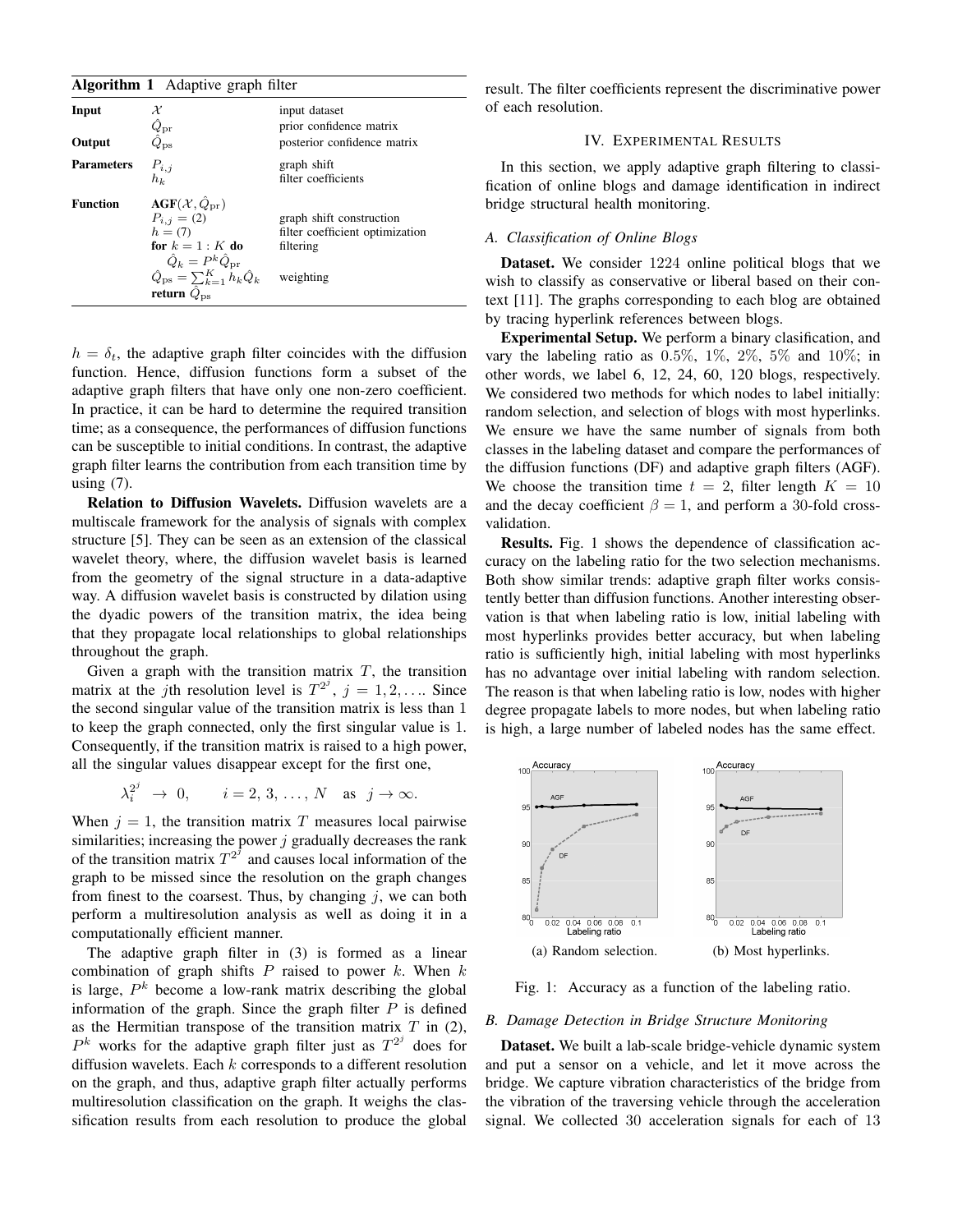**Algorithm 1** Adaptive graph filter

| | | |
|---|---|---|
| **Input** | $\mathcal{X}$ | input dataset |
| | $\hat{Q}_{\rm pr}$ | prior confidence matrix |
| **Output** | $\hat{Q}_{\rm ps}$ | posterior confidence matrix |
| **Parameters** | $P_{i,j}$ | graph shift |
| | $h_k$ | filter coefficients |
| **Function** | $\mathbf{AGF}(\mathcal{X}, \hat{Q}_{\rm pr})$ | |
| | $P_{i,j} = (2)$ | graph shift construction |
| | $h = (7)$ | filter coefficient optimization |
| | **for** $k = 1 : K$ **do** | filtering |
| | $\hat{Q}_k = P^k \hat{Q}_{\rm pr}$ | |
| | $\hat{Q}_{\rm ps} = \sum_{k=1}^{K} h_k \hat{Q}_k$ | weighting |
| | **return** $\hat{Q}_{\rm ps}$ | |

$h = \delta_t$, the adaptive graph filter coincides with the diffusion function. Hence, diffusion functions form a subset of the adaptive graph filters that have only one non-zero coefficient. In practice, it can be hard to determine the required transition time; as a consequence, the performances of diffusion functions can be susceptible to initial conditions. In contrast, the adaptive graph filter learns the contribution from each transition time by using (7).

**Relation to Diffusion Wavelets.** Diffusion wavelets are a multiscale framework for the analysis of signals with complex structure [5]. They can be seen as an extension of the classical wavelet theory, where, the diffusion wavelet basis is learned from the geometry of the signal structure in a data-adaptive way. A diffusion wavelet basis is constructed by dilation using the dyadic powers of the transition matrix, the idea being that they propagate local relationships to global relationships throughout the graph.

Given a graph with the transition matrix $T$, the transition matrix at the $j$th resolution level is $T^{2^j}$, $j = 1, 2, \ldots$. Since the second singular value of the transition matrix is less than 1 to keep the graph connected, only the first singular value is 1. Consequently, if the transition matrix is raised to a high power, all the singular values disappear except for the first one,

$$\lambda_i^{2^j} \rightarrow 0, \qquad i = 2, 3, \ldots, N \quad \text{as} \quad j \rightarrow \infty.$$

When $j = 1$, the transition matrix $T$ measures local pairwise similarities; increasing the power $j$ gradually decreases the rank of the transition matrix $T^{2^j}$ and causes local information of the graph to be missed since the resolution on the graph changes from finest to the coarsest. Thus, by changing $j$, we can both perform a multiresolution analysis as well as doing it in a computationally efficient manner.

The adaptive graph filter in (3) is formed as a linear combination of graph shifts $P$ raised to power $k$. When $k$ is large, $P^k$ become a low-rank matrix describing the global information of the graph. Since the graph filter $P$ is defined as the Hermitian transpose of the transition matrix $T$ in (2), $P^k$ works for the adaptive graph filter just as $T^{2^j}$ does for diffusion wavelets. Each $k$ corresponds to a different resolution on the graph, and thus, adaptive graph filter actually performs multiresolution classification on the graph. It weighs the classification results from each resolution to produce the global result. The filter coefficients represent the discriminative power of each resolution.

## IV. Experimental Results

In this section, we apply adaptive graph filtering to classification of online blogs and damage identification in indirect bridge structural health monitoring.

### A. Classification of Online Blogs

**Dataset.** We consider 1224 online political blogs that we wish to classify as conservative or liberal based on their context [11]. The graphs corresponding to each blog are obtained by tracing hyperlink references between blogs.

**Experimental Setup.** We perform a binary clasification, and vary the labeling ratio as 0.5%, 1%, 2%, 5% and 10%; in other words, we label 6, 12, 24, 60, 120 blogs, respectively. We considered two methods for which nodes to label initially: random selection, and selection of blogs with most hyperlinks. We ensure we have the same number of signals from both classes in the labeling dataset and compare the performances of the diffusion functions (DF) and adaptive graph filters (AGF). We choose the transition time $t = 2$, filter length $K = 10$ and the decay coefficient $\beta = 1$, and perform a 30-fold cross-validation.

**Results.** Fig. 1 shows the dependence of classification accuracy on the labeling ratio for the two selection mechanisms. Both show similar trends: adaptive graph filter works consistently better than diffusion functions. Another interesting observation is that when labeling ratio is low, initial labeling with most hyperlinks provides better accuracy, but when labeling ratio is sufficiently high, initial labeling with most hyperlinks has no advantage over initial labeling with random selection. The reason is that when labeling ratio is low, nodes with higher degree propagate labels to more nodes, but when labeling ratio is high, a large number of labeled nodes has the same effect.

(a) Random selection. (b) Most hyperlinks.

Fig. 1: Accuracy as a function of the labeling ratio.

### B. Damage Detection in Bridge Structure Monitoring

**Dataset.** We built a lab-scale bridge-vehicle dynamic system and put a sensor on a vehicle, and let it move across the bridge. We capture vibration characteristics of the bridge from the vibration of the traversing vehicle through the acceleration signal. We collected 30 acceleration signals for each of 13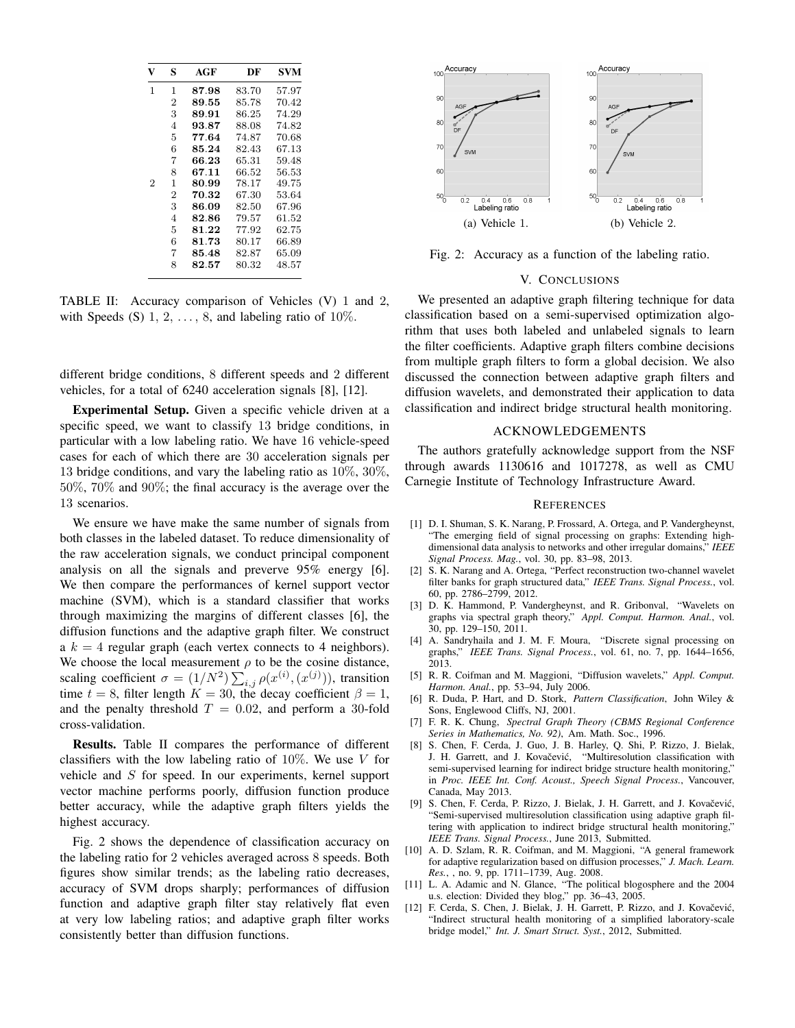| V | S | AGF | DF | SVM |
|---|---|---|---|---|
| 1 | 1 | **87.98** | 83.70 | 57.97 |
|  | 2 | **89.55** | 85.78 | 70.42 |
|  | 3 | **89.91** | 86.25 | 74.29 |
|  | 4 | **93.87** | 88.08 | 74.82 |
|  | 5 | **77.64** | 74.87 | 70.68 |
|  | 6 | **85.24** | 82.43 | 67.13 |
|  | 7 | **66.23** | 65.31 | 59.48 |
|  | 8 | **67.11** | 66.52 | 56.53 |
| 2 | 1 | **80.99** | 78.17 | 49.75 |
|  | 2 | **70.32** | 67.30 | 53.64 |
|  | 3 | **86.09** | 82.50 | 67.96 |
|  | 4 | **82.86** | 79.57 | 61.52 |
|  | 5 | **81.22** | 77.92 | 62.75 |
|  | 6 | **81.73** | 80.17 | 66.89 |
|  | 7 | **85.48** | 82.87 | 65.09 |
|  | 8 | **82.57** | 80.32 | 48.57 |

TABLE II: Accuracy comparison of Vehicles (V) 1 and 2, with Speeds (S) 1, 2, ..., 8, and labeling ratio of 10%.

different bridge conditions, 8 different speeds and 2 different vehicles, for a total of 6240 acceleration signals [8], [12].

**Experimental Setup.** Given a specific vehicle driven at a specific speed, we want to classify 13 bridge conditions, in particular with a low labeling ratio. We have 16 vehicle-speed cases for each of which there are 30 acceleration signals per 13 bridge conditions, and vary the labeling ratio as 10%, 30%, 50%, 70% and 90%; the final accuracy is the average over the 13 scenarios.

We ensure we have make the same number of signals from both classes in the labeled dataset. To reduce dimensionality of the raw acceleration signals, we conduct principal component analysis on all the signals and preverve 95% energy [6]. We then compare the performances of kernel support vector machine (SVM), which is a standard classifier that works through maximizing the margins of different classes [6], the diffusion functions and the adaptive graph filter. We construct a $k = 4$ regular graph (each vertex connects to 4 neighbors). We choose the local measurement $\rho$ to be the cosine distance, scaling coefficient $\sigma = (1/N^2)\sum_{i,j}\rho(x^{(i)}, (x^{(j)}))$, transition time $t = 8$, filter length $K = 30$, the decay coefficient $\beta = 1$, and the penalty threshold $T = 0.02$, and perform a 30-fold cross-validation.

**Results.** Table II compares the performance of different classifiers with the low labeling ratio of 10%. We use $V$ for vehicle and $S$ for speed. In our experiments, kernel support vector machine performs poorly, diffusion function produce better accuracy, while the adaptive graph filters yields the highest accuracy.

Fig. 2 shows the dependence of classification accuracy on the labeling ratio for 2 vehicles averaged across 8 speeds. Both figures show similar trends; as the labeling ratio decreases, accuracy of SVM drops sharply; performances of diffusion function and adaptive graph filter stay relatively flat even at very low labeling ratios; and adaptive graph filter works consistently better than diffusion functions.

Accuracy
100
90
80
70
60
50
AGF
DF
SVM
0
0.2
0.4
0.6
0.8
1
Labeling ratio

(a) Vehicle 1.

Accuracy
100
90
80
70
60
50
AGF
DF
SVM
0
0.2
0.4
0.6
0.8
1
Labeling ratio

(b) Vehicle 2.

Fig. 2: Accuracy as a function of the labeling ratio.

## V. Conclusions

We presented an adaptive graph filtering technique for data classification based on a semi-supervised optimization algorithm that uses both labeled and unlabeled signals to learn the filter coefficients. Adaptive graph filters combine decisions from multiple graph filters to form a global decision. We also discussed the connection between adaptive graph filters and diffusion wavelets, and demonstrated their application to data classification and indirect bridge structural health monitoring.

## Acknowledgements

The authors gratefully acknowledge support from the NSF through awards 1130616 and 1017278, as well as CMU Carnegie Institute of Technology Infrastructure Award.

## References

[1] D. I. Shuman, S. K. Narang, P. Frossard, A. Ortega, and P. Vandergheynst, "The emerging field of signal processing on graphs: Extending high-dimensional data analysis to networks and other irregular domains," *IEEE Signal Process. Mag.*, vol. 30, pp. 83–98, 2013.

[2] S. K. Narang and A. Ortega, "Perfect reconstruction two-channel wavelet filter banks for graph structured data," *IEEE Trans. Signal Process.*, vol. 60, pp. 2786–2799, 2012.

[3] D. K. Hammond, P. Vandergheynst, and R. Gribonval, "Wavelets on graphs via spectral graph theory," *Appl. Comput. Harmon. Anal.*, vol. 30, pp. 129–150, 2011.

[4] A. Sandryhaila and J. M. F. Moura, "Discrete signal processing on graphs," *IEEE Trans. Signal Process.*, vol. 61, no. 7, pp. 1644–1656, 2013.

[5] R. R. Coifman and M. Maggioni, "Diffusion wavelets," *Appl. Comput. Harmon. Anal.*, pp. 53–94, July 2006.

[6] R. Duda, P. Hart, and D. Stork, *Pattern Classification*, John Wiley & Sons, Englewood Cliffs, NJ, 2001.

[7] F. R. K. Chung, *Spectral Graph Theory (CBMS Regional Conference Series in Mathematics, No. 92)*, Am. Math. Soc., 1996.

[8] S. Chen, F. Cerda, J. Guo, J. B. Harley, Q. Shi, P. Rizzo, J. Bielak, J. H. Garrett, and J. Kovačević, "Multiresolution classification with semi-supervised learning for indirect bridge structure health monitoring," in *Proc. IEEE Int. Conf. Acoust., Speech Signal Process.*, Vancouver, Canada, May 2013.

[9] S. Chen, F. Cerda, P. Rizzo, J. Bielak, J. H. Garrett, and J. Kovačević, "Semi-supervised multiresolution classification using adaptive graph filtering with application to indirect bridge structural health monitoring," *IEEE Trans. Signal Process.*, June 2013, Submitted.

[10] A. D. Szlam, R. R. Coifman, and M. Maggioni, "A general framework for adaptive regularization based on diffusion processes," *J. Mach. Learn. Res.*, , no. 9, pp. 1711–1739, Aug. 2008.

[11] L. A. Adamic and N. Glance, "The political blogosphere and the 2004 u.s. election: Divided they blog," pp. 36–43, 2005.

[12] F. Cerda, S. Chen, J. Bielak, J. H. Garrett, P. Rizzo, and J. Kovačević, "Indirect structural health monitoring of a simplified laboratory-scale bridge model," *Int. J. Smart Struct. Syst.*, 2012, Submitted.